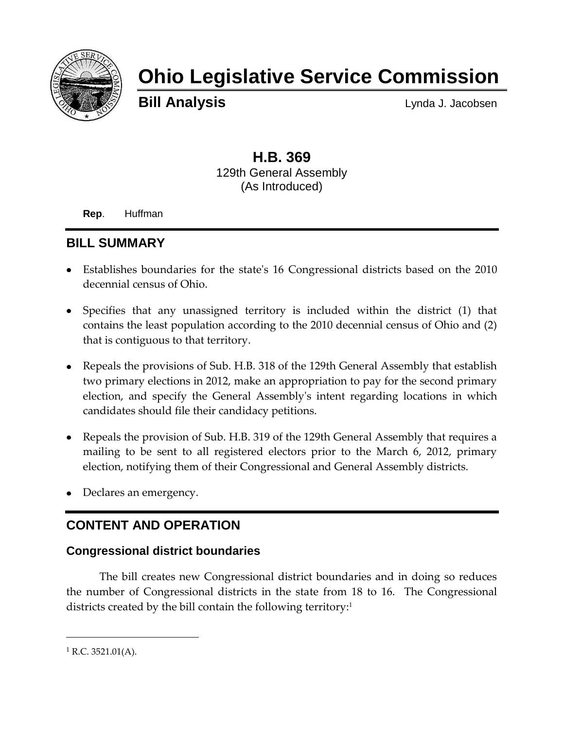# Ohio Legislative Service Commission

**Bill Analysis** Lynda J. Jacobsen

## H.B. 369

129th General Assembly
(As Introduced)

**Rep**. Huffman

## BILL SUMMARY

- Establishes boundaries for the state's 16 Congressional districts based on the 2010 decennial census of Ohio.
- Specifies that any unassigned territory is included within the district (1) that contains the least population according to the 2010 decennial census of Ohio and (2) that is contiguous to that territory.
- Repeals the provisions of Sub. H.B. 318 of the 129th General Assembly that establish two primary elections in 2012, make an appropriation to pay for the second primary election, and specify the General Assembly's intent regarding locations in which candidates should file their candidacy petitions.
- Repeals the provision of Sub. H.B. 319 of the 129th General Assembly that requires a mailing to be sent to all registered electors prior to the March 6, 2012, primary election, notifying them of their Congressional and General Assembly districts.
- Declares an emergency.

## CONTENT AND OPERATION

### Congressional district boundaries

The bill creates new Congressional district boundaries and in doing so reduces the number of Congressional districts in the state from 18 to 16. The Congressional districts created by the bill contain the following territory:[1]

---

[1] R.C. 3521.01(A).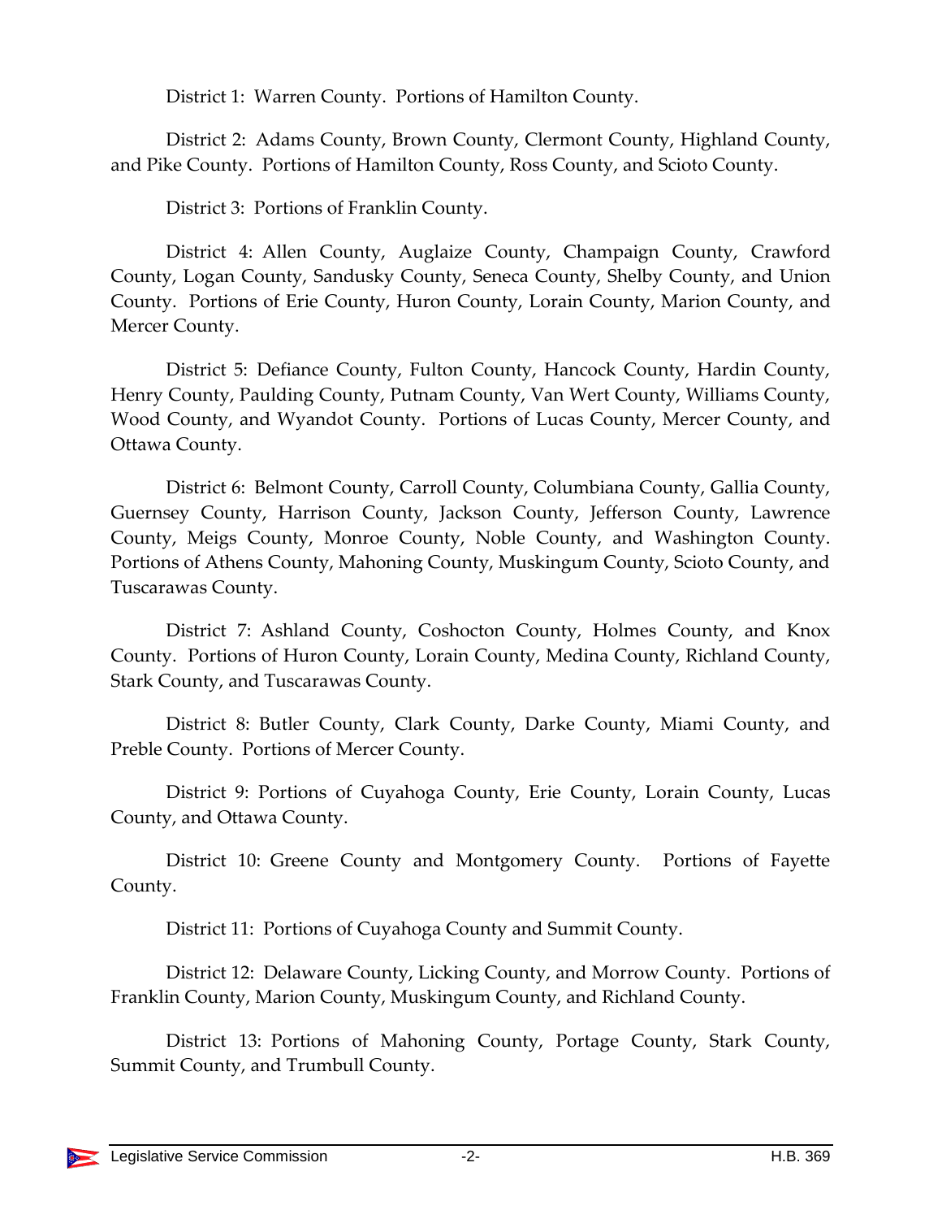District 1: Warren County. Portions of Hamilton County.

District 2: Adams County, Brown County, Clermont County, Highland County, and Pike County. Portions of Hamilton County, Ross County, and Scioto County.

District 3: Portions of Franklin County.

District 4: Allen County, Auglaize County, Champaign County, Crawford County, Logan County, Sandusky County, Seneca County, Shelby County, and Union County. Portions of Erie County, Huron County, Lorain County, Marion County, and Mercer County.

District 5: Defiance County, Fulton County, Hancock County, Hardin County, Henry County, Paulding County, Putnam County, Van Wert County, Williams County, Wood County, and Wyandot County. Portions of Lucas County, Mercer County, and Ottawa County.

District 6: Belmont County, Carroll County, Columbiana County, Gallia County, Guernsey County, Harrison County, Jackson County, Jefferson County, Lawrence County, Meigs County, Monroe County, Noble County, and Washington County. Portions of Athens County, Mahoning County, Muskingum County, Scioto County, and Tuscarawas County.

District 7: Ashland County, Coshocton County, Holmes County, and Knox County. Portions of Huron County, Lorain County, Medina County, Richland County, Stark County, and Tuscarawas County.

District 8: Butler County, Clark County, Darke County, Miami County, and Preble County. Portions of Mercer County.

District 9: Portions of Cuyahoga County, Erie County, Lorain County, Lucas County, and Ottawa County.

District 10: Greene County and Montgomery County. Portions of Fayette County.

District 11: Portions of Cuyahoga County and Summit County.

District 12: Delaware County, Licking County, and Morrow County. Portions of Franklin County, Marion County, Muskingum County, and Richland County.

District 13: Portions of Mahoning County, Portage County, Stark County, Summit County, and Trumbull County.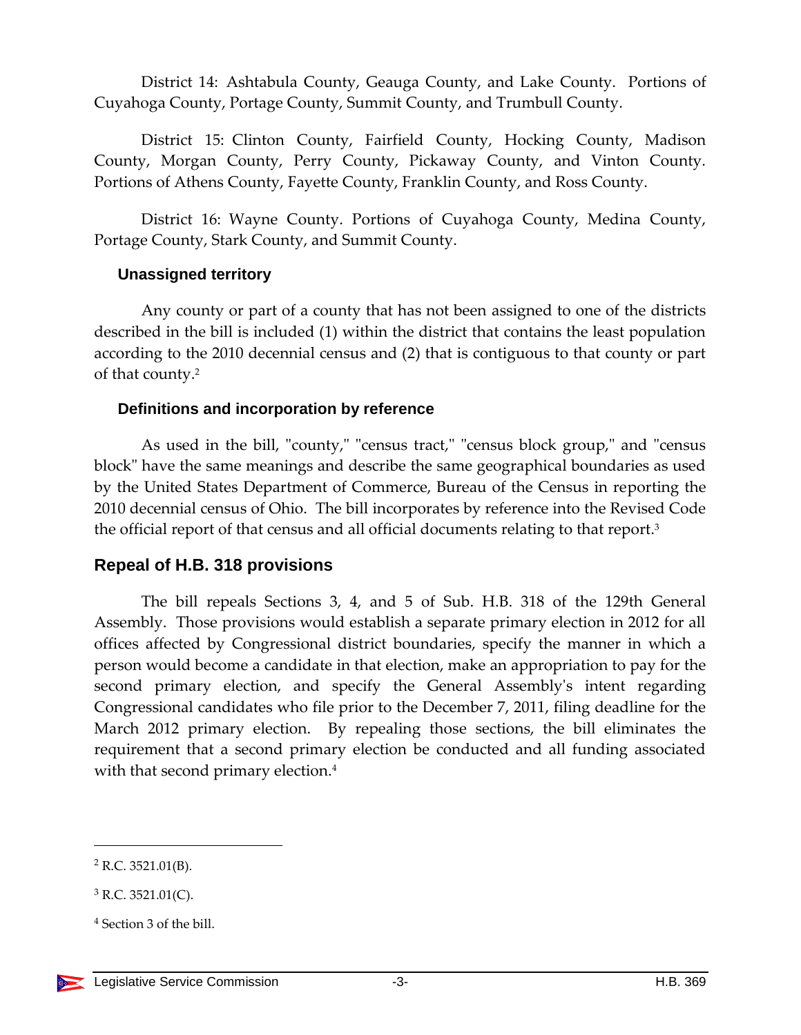District 14: Ashtabula County, Geauga County, and Lake County. Portions of Cuyahoga County, Portage County, Summit County, and Trumbull County.

District 15: Clinton County, Fairfield County, Hocking County, Madison County, Morgan County, Perry County, Pickaway County, and Vinton County. Portions of Athens County, Fayette County, Franklin County, and Ross County.

District 16: Wayne County. Portions of Cuyahoga County, Medina County, Portage County, Stark County, and Summit County.

### Unassigned territory

Any county or part of a county that has not been assigned to one of the districts described in the bill is included (1) within the district that contains the least population according to the 2010 decennial census and (2) that is contiguous to that county or part of that county.[2]

### Definitions and incorporation by reference

As used in the bill, "county," "census tract," "census block group," and "census block" have the same meanings and describe the same geographical boundaries as used by the United States Department of Commerce, Bureau of the Census in reporting the 2010 decennial census of Ohio. The bill incorporates by reference into the Revised Code the official report of that census and all official documents relating to that report.[3]

## Repeal of H.B. 318 provisions

The bill repeals Sections 3, 4, and 5 of Sub. H.B. 318 of the 129th General Assembly. Those provisions would establish a separate primary election in 2012 for all offices affected by Congressional district boundaries, specify the manner in which a person would become a candidate in that election, make an appropriation to pay for the second primary election, and specify the General Assembly's intent regarding Congressional candidates who file prior to the December 7, 2011, filing deadline for the March 2012 primary election. By repealing those sections, the bill eliminates the requirement that a second primary election be conducted and all funding associated with that second primary election.[4]

---

[2] R.C. 3521.01(B).

[3] R.C. 3521.01(C).

[4] Section 3 of the bill.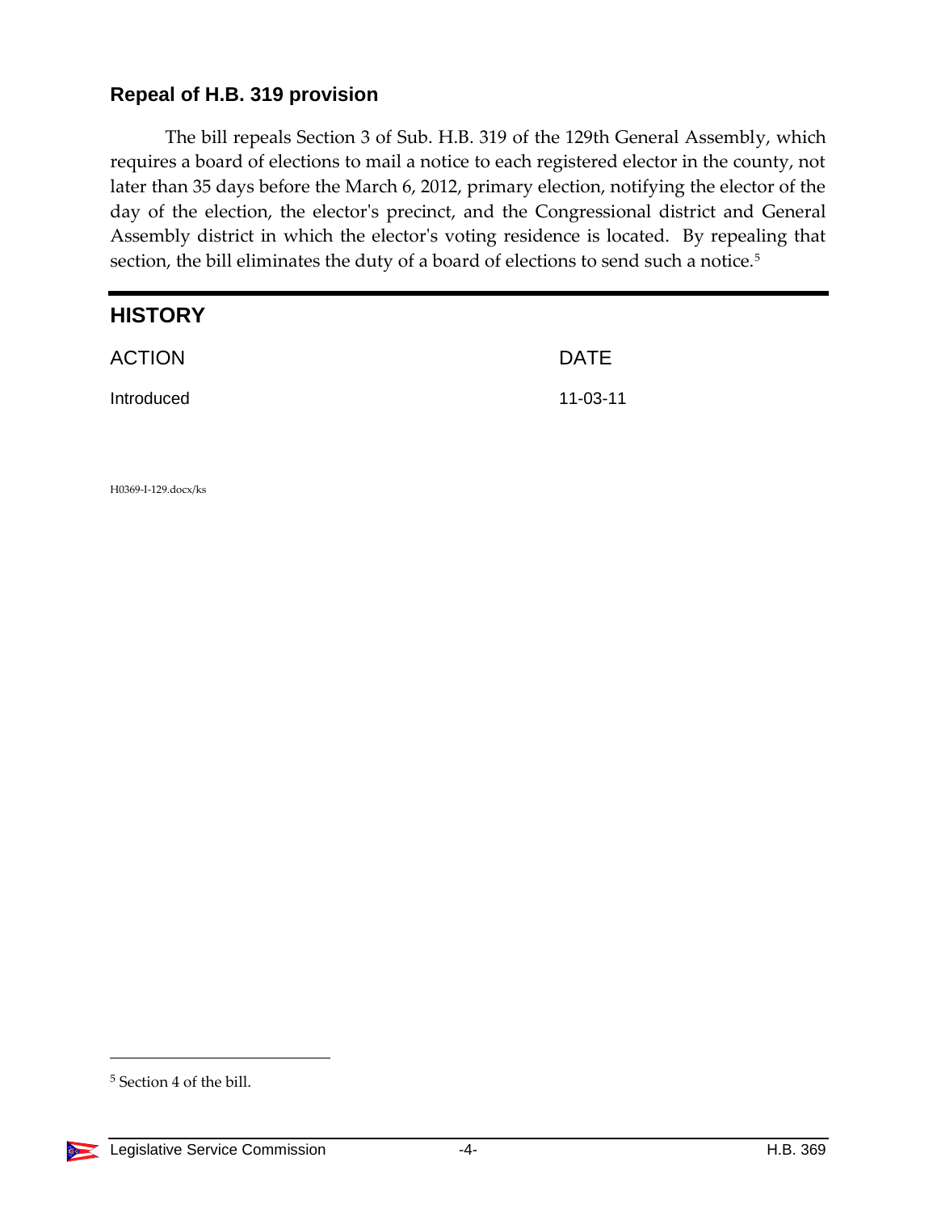### Repeal of H.B. 319 provision

The bill repeals Section 3 of Sub. H.B. 319 of the 129th General Assembly, which requires a board of elections to mail a notice to each registered elector in the county, not later than 35 days before the March 6, 2012, primary election, notifying the elector of the day of the election, the elector's precinct, and the Congressional district and General Assembly district in which the elector's voting residence is located. By repealing that section, the bill eliminates the duty of a board of elections to send such a notice.[5]

## HISTORY

| ACTION | DATE |
|---|---|
| Introduced | 11-03-11 |

H0369-I-129.docx/ks

[5] Section 4 of the bill.